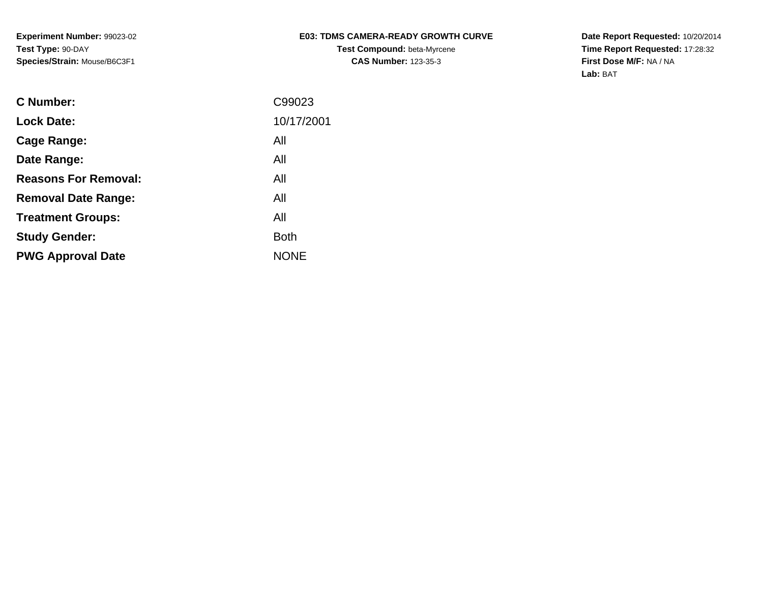**Experiment Number:** 99023-02
**Test Type:** 90-DAY
**Species/Strain:** Mouse/B6C3F1

**E03: TDMS CAMERA-READY GROWTH CURVE**
**Test Compound:** beta-Myrcene
**CAS Number:** 123-35-3

**Date Report Requested:** 10/20/2014
**Time Report Requested:** 17:28:32
**First Dose M/F:** NA / NA
**Lab:** BAT

| | |
|---|---|
| **C Number:** | C99023 |
| **Lock Date:** | 10/17/2001 |
| **Cage Range:** | All |
| **Date Range:** | All |
| **Reasons For Removal:** | All |
| **Removal Date Range:** | All |
| **Treatment Groups:** | All |
| **Study Gender:** | Both |
| **PWG Approval Date** | NONE |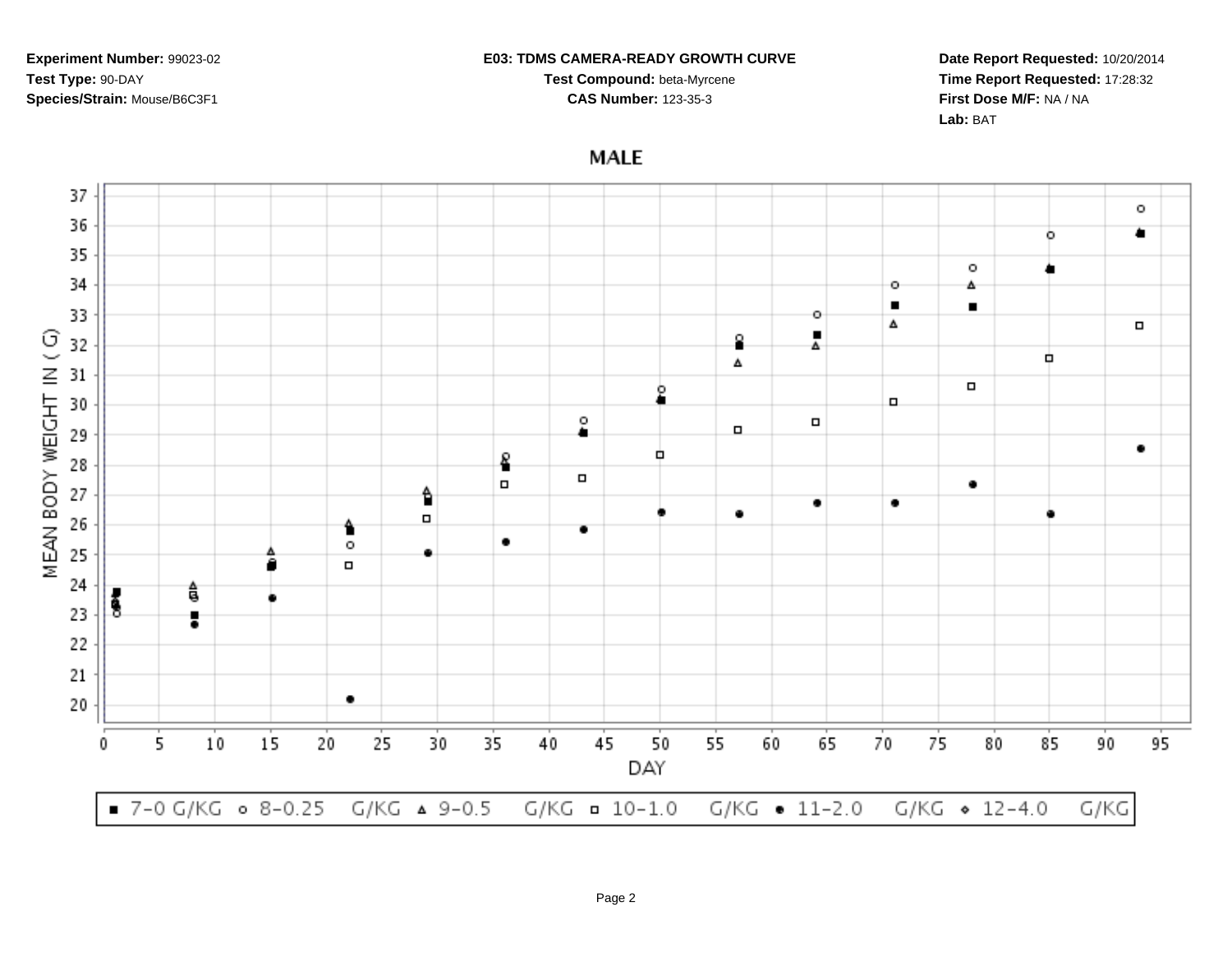**Experiment Number:** 99023-02
**Test Type:** 90-DAY
**Species/Strain:** Mouse/B6C3F1

**E03: TDMS CAMERA-READY GROWTH CURVE**
**Test Compound:** beta-Myrcene
**CAS Number:** 123-35-3

**Date Report Requested:** 10/20/2014
**Time Report Requested:** 17:28:32
**First Dose M/F:** NA / NA
**Lab:** BAT

## MALE

MEAN BODY WEIGHT IN ( G)

DAY

■ 7-0 G/KG ○ 8-0.25 G/KG △ 9-0.5 G/KG □ 10-1.0 G/KG ● 11-2.0 G/KG ◇ 12-4.0 G/KG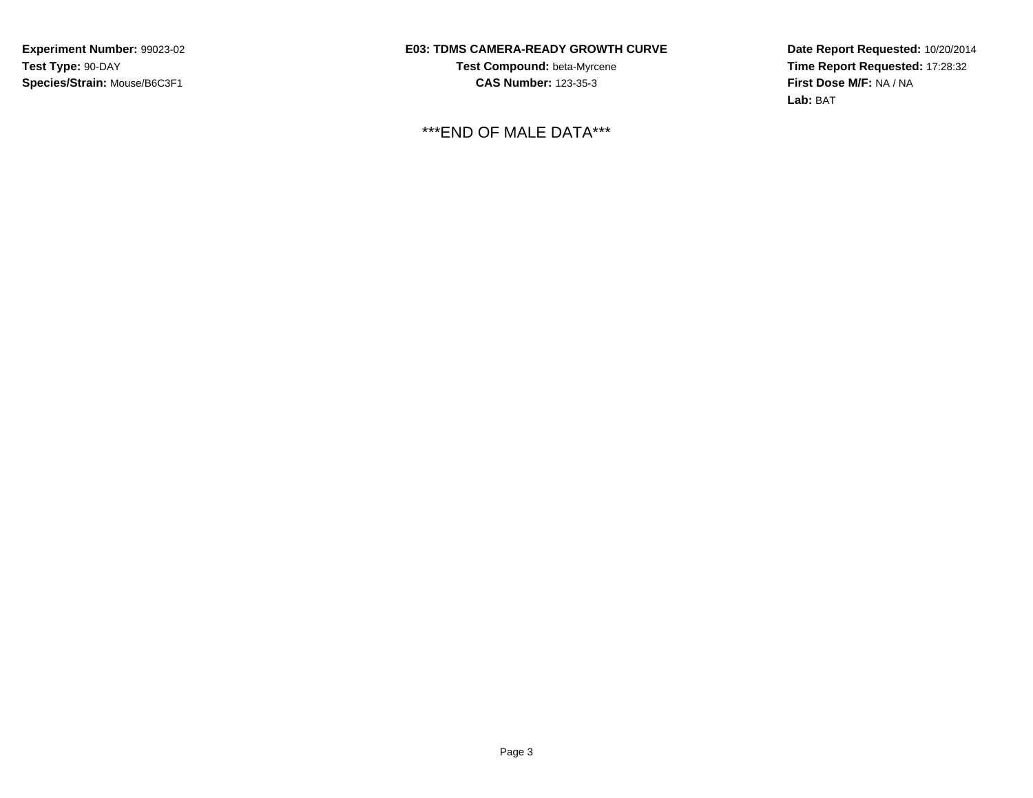**Experiment Number:** 99023-02
**Test Type:** 90-DAY
**Species/Strain:** Mouse/B6C3F1

**E03: TDMS CAMERA-READY GROWTH CURVE**
**Test Compound:** beta-Myrcene
**CAS Number:** 123-35-3

**Date Report Requested:** 10/20/2014
**Time Report Requested:** 17:28:32
**First Dose M/F:** NA / NA
**Lab:** BAT

***END OF MALE DATA***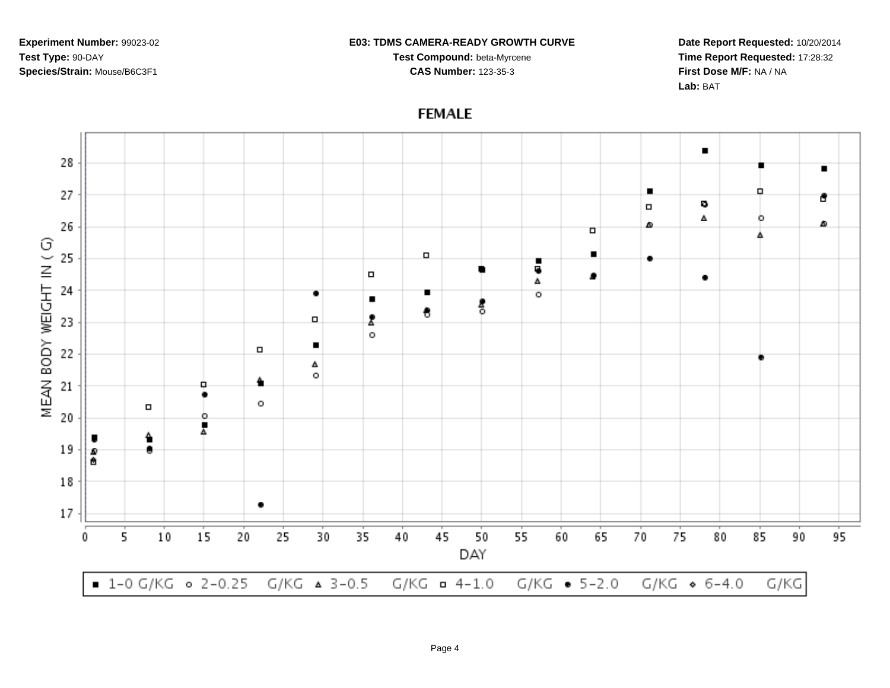**Experiment Number:** 99023-02
**Test Type:** 90-DAY
**Species/Strain:** Mouse/B6C3F1

**E03: TDMS CAMERA-READY GROWTH CURVE**
**Test Compound:** beta-Myrcene
**CAS Number:** 123-35-3

**Date Report Requested:** 10/20/2014
**Time Report Requested:** 17:28:32
**First Dose M/F:** NA / NA
**Lab:** BAT

## FEMALE

MEAN BODY WEIGHT IN ( G)

DAY

■ 1-0 G/KG ○ 2-0.25 G/KG △ 3-0.5 G/KG □ 4-1.0 G/KG ● 5-2.0 G/KG ◇ 6-4.0 G/KG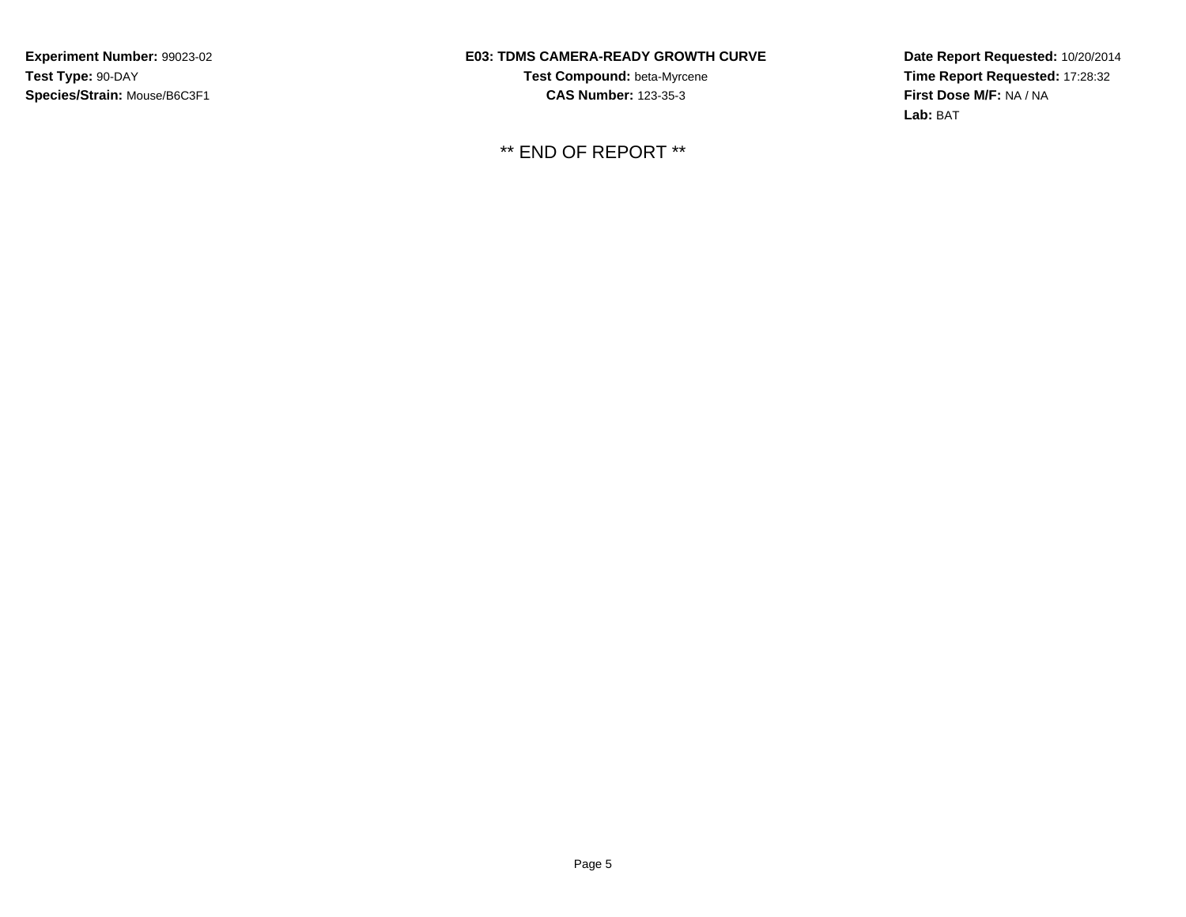**Experiment Number:** 99023-02
**Test Type:** 90-DAY
**Species/Strain:** Mouse/B6C3F1

**E03: TDMS CAMERA-READY GROWTH CURVE**
**Test Compound:** beta-Myrcene
**CAS Number:** 123-35-3

**Date Report Requested:** 10/20/2014
**Time Report Requested:** 17:28:32
**First Dose M/F:** NA / NA
**Lab:** BAT

** END OF REPORT **